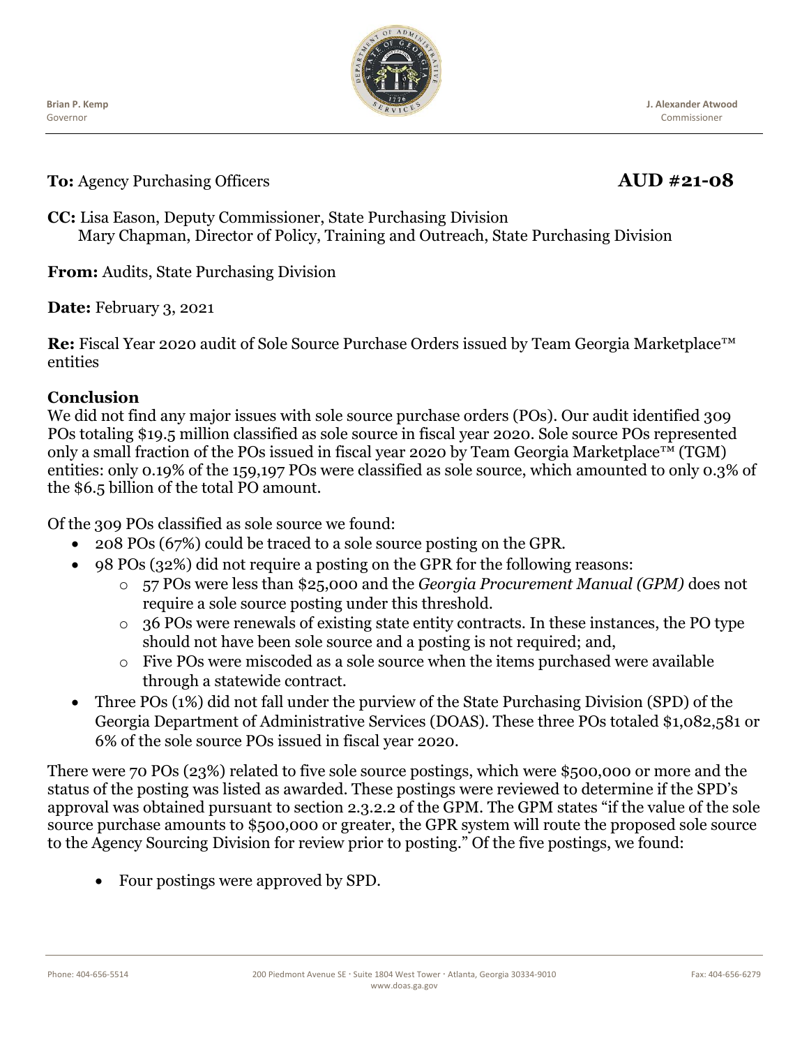Brian P. Kemp
Governor

J. Alexander Atwood
Commissioner

**To:** Agency Purchasing Officers **AUD #21-08**

**CC:** Lisa Eason, Deputy Commissioner, State Purchasing Division
Mary Chapman, Director of Policy, Training and Outreach, State Purchasing Division

**From:** Audits, State Purchasing Division

**Date:** February 3, 2021

**Re:** Fiscal Year 2020 audit of Sole Source Purchase Orders issued by Team Georgia Marketplace™ entities

## Conclusion

We did not find any major issues with sole source purchase orders (POs). Our audit identified 309 POs totaling $19.5 million classified as sole source in fiscal year 2020. Sole source POs represented only a small fraction of the POs issued in fiscal year 2020 by Team Georgia Marketplace™ (TGM) entities: only 0.19% of the 159,197 POs were classified as sole source, which amounted to only 0.3% of the $6.5 billion of the total PO amount.

Of the 309 POs classified as sole source we found:

- 208 POs (67%) could be traced to a sole source posting on the GPR.
- 98 POs (32%) did not require a posting on the GPR for the following reasons:
  - 57 POs were less than $25,000 and the *Georgia Procurement Manual (GPM)* does not require a sole source posting under this threshold.
  - 36 POs were renewals of existing state entity contracts. In these instances, the PO type should not have been sole source and a posting is not required; and,
  - Five POs were miscoded as a sole source when the items purchased were available through a statewide contract.
- Three POs (1%) did not fall under the purview of the State Purchasing Division (SPD) of the Georgia Department of Administrative Services (DOAS). These three POs totaled $1,082,581 or 6% of the sole source POs issued in fiscal year 2020.

There were 70 POs (23%) related to five sole source postings, which were $500,000 or more and the status of the posting was listed as awarded. These postings were reviewed to determine if the SPD's approval was obtained pursuant to section 2.3.2.2 of the GPM. The GPM states "if the value of the sole source purchase amounts to $500,000 or greater, the GPR system will route the proposed sole source to the Agency Sourcing Division for review prior to posting." Of the five postings, we found:

- Four postings were approved by SPD.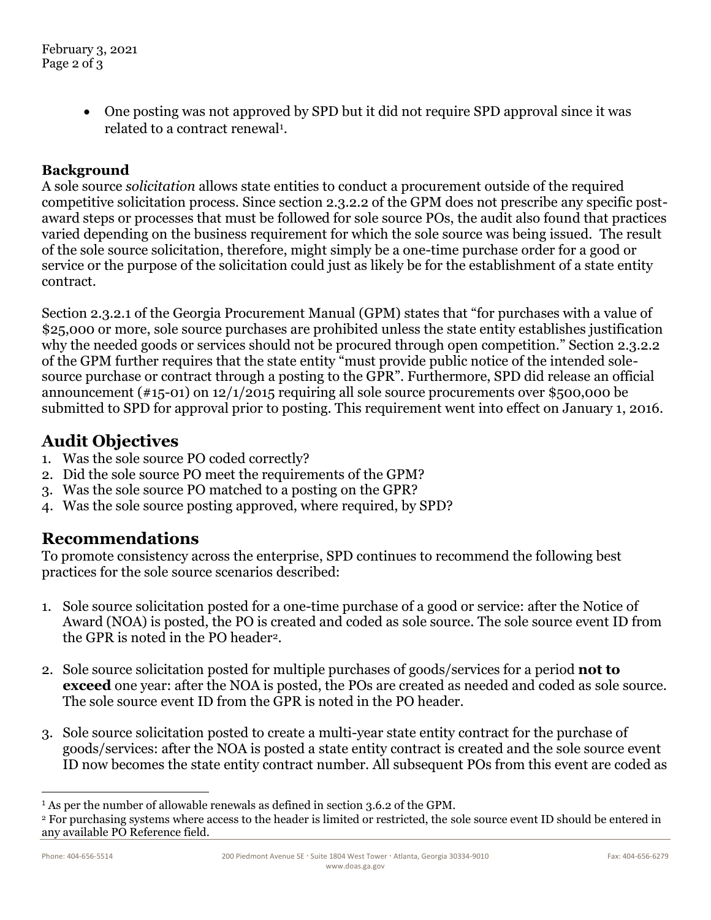- One posting was not approved by SPD but it did not require SPD approval since it was related to a contract renewal[1].

**Background**
A sole source *solicitation* allows state entities to conduct a procurement outside of the required competitive solicitation process. Since section 2.3.2.2 of the GPM does not prescribe any specific post-award steps or processes that must be followed for sole source POs, the audit also found that practices varied depending on the business requirement for which the sole source was being issued. The result of the sole source solicitation, therefore, might simply be a one-time purchase order for a good or service or the purpose of the solicitation could just as likely be for the establishment of a state entity contract.

Section 2.3.2.1 of the Georgia Procurement Manual (GPM) states that "for purchases with a value of $25,000 or more, sole source purchases are prohibited unless the state entity establishes justification why the needed goods or services should not be procured through open competition." Section 2.3.2.2 of the GPM further requires that the state entity "must provide public notice of the intended sole-source purchase or contract through a posting to the GPR". Furthermore, SPD did release an official announcement (#15-01) on 12/1/2015 requiring all sole source procurements over $500,000 be submitted to SPD for approval prior to posting. This requirement went into effect on January 1, 2016.

## Audit Objectives

1. Was the sole source PO coded correctly?
2. Did the sole source PO meet the requirements of the GPM?
3. Was the sole source PO matched to a posting on the GPR?
4. Was the sole source posting approved, where required, by SPD?

## Recommendations

To promote consistency across the enterprise, SPD continues to recommend the following best practices for the sole source scenarios described:

1. Sole source solicitation posted for a one-time purchase of a good or service: after the Notice of Award (NOA) is posted, the PO is created and coded as sole source. The sole source event ID from the GPR is noted in the PO header[2].

2. Sole source solicitation posted for multiple purchases of goods/services for a period **not to exceed** one year: after the NOA is posted, the POs are created as needed and coded as sole source. The sole source event ID from the GPR is noted in the PO header.

3. Sole source solicitation posted to create a multi-year state entity contract for the purchase of goods/services: after the NOA is posted a state entity contract is created and the sole source event ID now becomes the state entity contract number. All subsequent POs from this event are coded as

---

[1] As per the number of allowable renewals as defined in section 3.6.2 of the GPM.

[2] For purchasing systems where access to the header is limited or restricted, the sole source event ID should be entered in any available PO Reference field.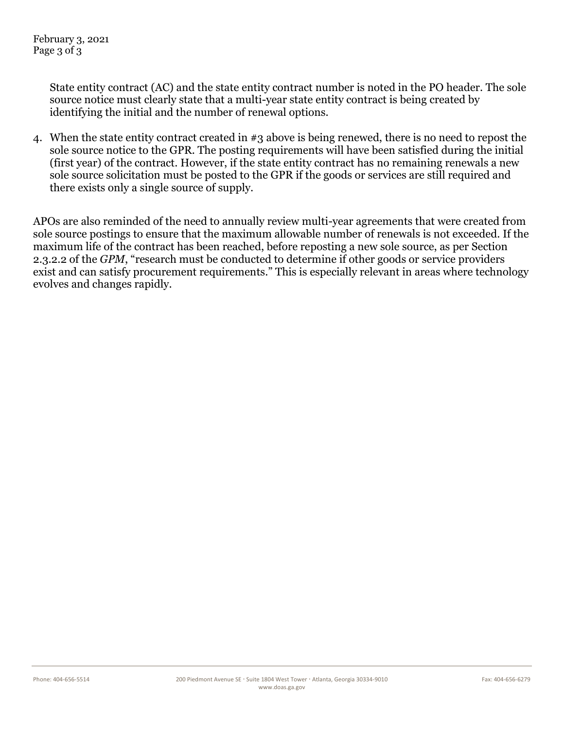State entity contract (AC) and the state entity contract number is noted in the PO header. The sole source notice must clearly state that a multi-year state entity contract is being created by identifying the initial and the number of renewal options.

4. When the state entity contract created in #3 above is being renewed, there is no need to repost the sole source notice to the GPR. The posting requirements will have been satisfied during the initial (first year) of the contract. However, if the state entity contract has no remaining renewals a new sole source solicitation must be posted to the GPR if the goods or services are still required and there exists only a single source of supply.

APOs are also reminded of the need to annually review multi-year agreements that were created from sole source postings to ensure that the maximum allowable number of renewals is not exceeded. If the maximum life of the contract has been reached, before reposting a new sole source, as per Section 2.3.2.2 of the *GPM*, "research must be conducted to determine if other goods or service providers exist and can satisfy procurement requirements." This is especially relevant in areas where technology evolves and changes rapidly.